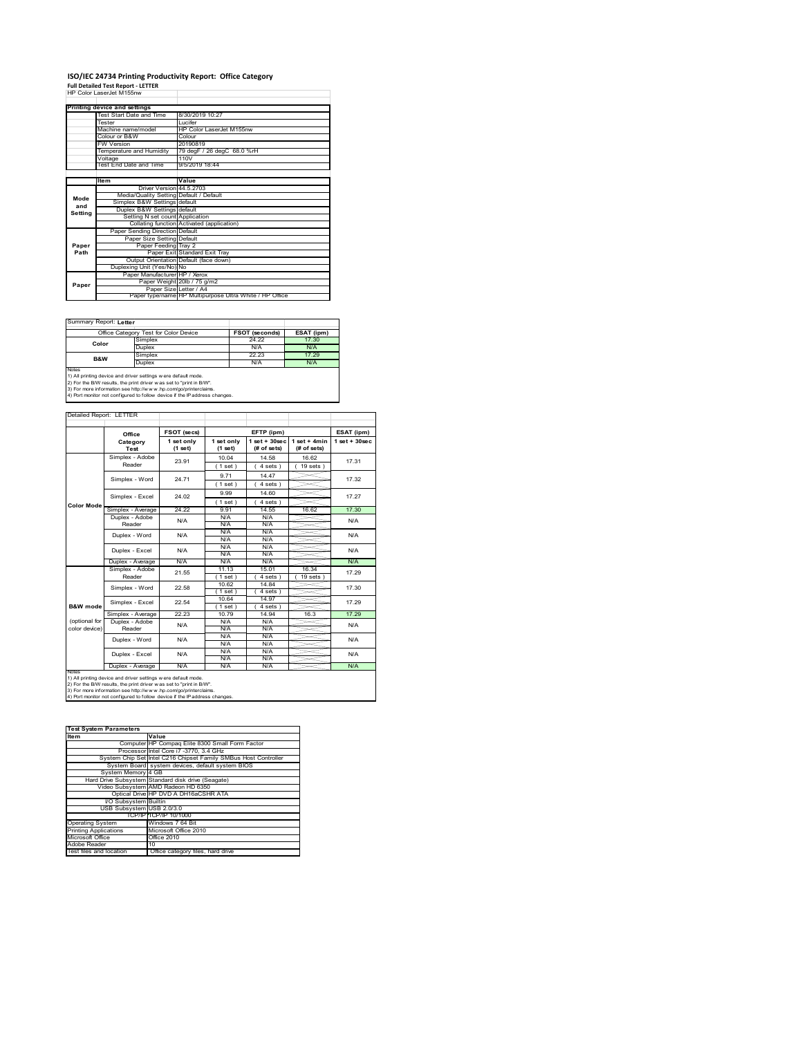# ISO/IEC 24734 Printing Productivity Report: Office Category

**Full Detailed Test Report - LETTER**

HP Color LaserJet M155nw

| Printing device and settings | |
|---|---|
| Test Start Date and Time | 8/30/2019 10:27 |
| Tester | Lucifer |
| Machine name/model | HP Color LaserJet M155nw |
| Colour or B&W | Colour |
| FW Version | 20190819 |
| Temperature and Humidity | 79 degF / 26 degC 68.0 %rH |
| Voltage | 110V |
| Test End Date and Time | 9/5/2019 18:44 |

| | Item | Value |
|---|---|---|
| Mode and Setting | Driver Version | 44.5.2703 |
| | Media/Quality Setting | Default / Default |
| | Simplex B&W Settings | default |
| | Duplex B&W Settings | default |
| | Setting N set count | Application |
| | Collating function | Activated (application) |
| Paper Path | Paper Sending Direction | Default |
| | Paper Size Setting | Default |
| | Paper Feeding | Tray 2 |
| | Paper Exit | Standard Exit Tray |
| | Output Orientation | Default (face down) |
| | Duplexing Unit (Yes/No) | No |
| Paper | Paper Manufacturer | HP / Xerox |
| | Paper Weight | 20lb / 75 g/m2 |
| | Paper Size | Letter / A4 |
| | Paper type/name | HP Multipurpose Ultra White / HP Office |

Summary Report: **Letter**

| Office Category Test for Color Device | | FSOT (seconds) | ESAT (ipm) |
|---|---|---|---|
| Color | Simplex | 24.22 | 17.30 |
| | Duplex | N/A | N/A |
| B&W | Simplex | 22.23 | 17.29 |
| | Duplex | N/A | N/A |

Notes
1) All printing device and driver settings were default mode.
2) For the B/W results, the print driver was set to "print in B/W".
3) For more information see http://www.hp.com/go/printerclaims.
4) Port monitor not configured to follow device if the IP address changes.

Detailed Report: LETTER

| | Office Category Test | FSOT (secs) 1 set only (1 set) | EFTP (ipm) 1 set only (1 set) | EFTP (ipm) 1 set + 30sec (# of sets) | EFTP (ipm) 1 set + 4min (# of sets) | ESAT (ipm) 1 set + 30sec |
|---|---|---|---|---|---|---|
| Color Mode | Simplex - Adobe Reader | 23.91 | 10.04 (1 set) | 14.58 (4 sets) | 16.62 (19 sets) | 17.31 |
| | Simplex - Word | 24.71 | 9.71 (1 set) | 14.47 (4 sets) | | 17.32 |
| | Simplex - Excel | 24.02 | 9.99 (1 set) | 14.60 (4 sets) | | 17.27 |
| | Simplex - Average | 24.22 | 9.91 | 14.55 | 16.62 | 17.30 |
| | Duplex - Adobe Reader | N/A | N/A N/A | N/A N/A | | N/A |
| | Duplex - Word | N/A | N/A N/A | N/A N/A | | N/A |
| | Duplex - Excel | N/A | N/A N/A | N/A N/A | | N/A |
| | Duplex - Average | N/A | N/A | N/A | | N/A |
| B&W mode (optional for color device) | Simplex - Adobe Reader | 21.55 | 11.13 (1 set) | 15.01 (4 sets) | 16.34 (19 sets) | 17.29 |
| | Simplex - Word | 22.58 | 10.62 (1 set) | 14.84 (4 sets) | | 17.30 |
| | Simplex - Excel | 22.54 | 10.64 (1 set) | 14.97 (4 sets) | | 17.29 |
| | Simplex - Average | 22.23 | 10.79 | 14.94 | 16.3 | 17.29 |
| | Duplex - Adobe Reader | N/A | N/A N/A | N/A N/A | | N/A |
| | Duplex - Word | N/A | N/A N/A | N/A N/A | | N/A |
| | Duplex - Excel | N/A | N/A N/A | N/A N/A | | N/A |
| | Duplex - Average | N/A | N/A | N/A | | N/A |

Notes
1) All printing device and driver settings were default mode.
2) For the B/W results, the print driver was set to "print in B/W".
3) For more information see http://www.hp.com/go/printerclaims.
4) Port monitor not configured to follow device if the IP address changes.

| Test System Parameters | |
|---|---|
| Item | Value |
| Computer | HP Compaq Elite 8300 Small Form Factor |
| Processor | Intel Core i7 -3770, 3.4 GHz |
| System Chip Set | Intel C216 Chipset Family SMBus Host Controller |
| System Board | system devices, default system BIOS |
| System Memory | 4 GB |
| Hard Drive Subsystem | Standard disk drive (Seagate) |
| Video Subsystem | AMD Radeon HD 6350 |
| Optical Drive | HP DVD A DH16aCSHR ATA |
| I/O Subsystem | Builtin |
| USB Subsystem | USB 2.0/3.0 |
| TCP/IP | TCP/IP 10/1000 |
| Operating System | Windows 7 64 Bit |
| Printing Applications | Microsoft Office 2010 |
| Microsoft Office | Office 2010 |
| Adobe Reader | 10 |
| Test files and location | Office category files, hard drive |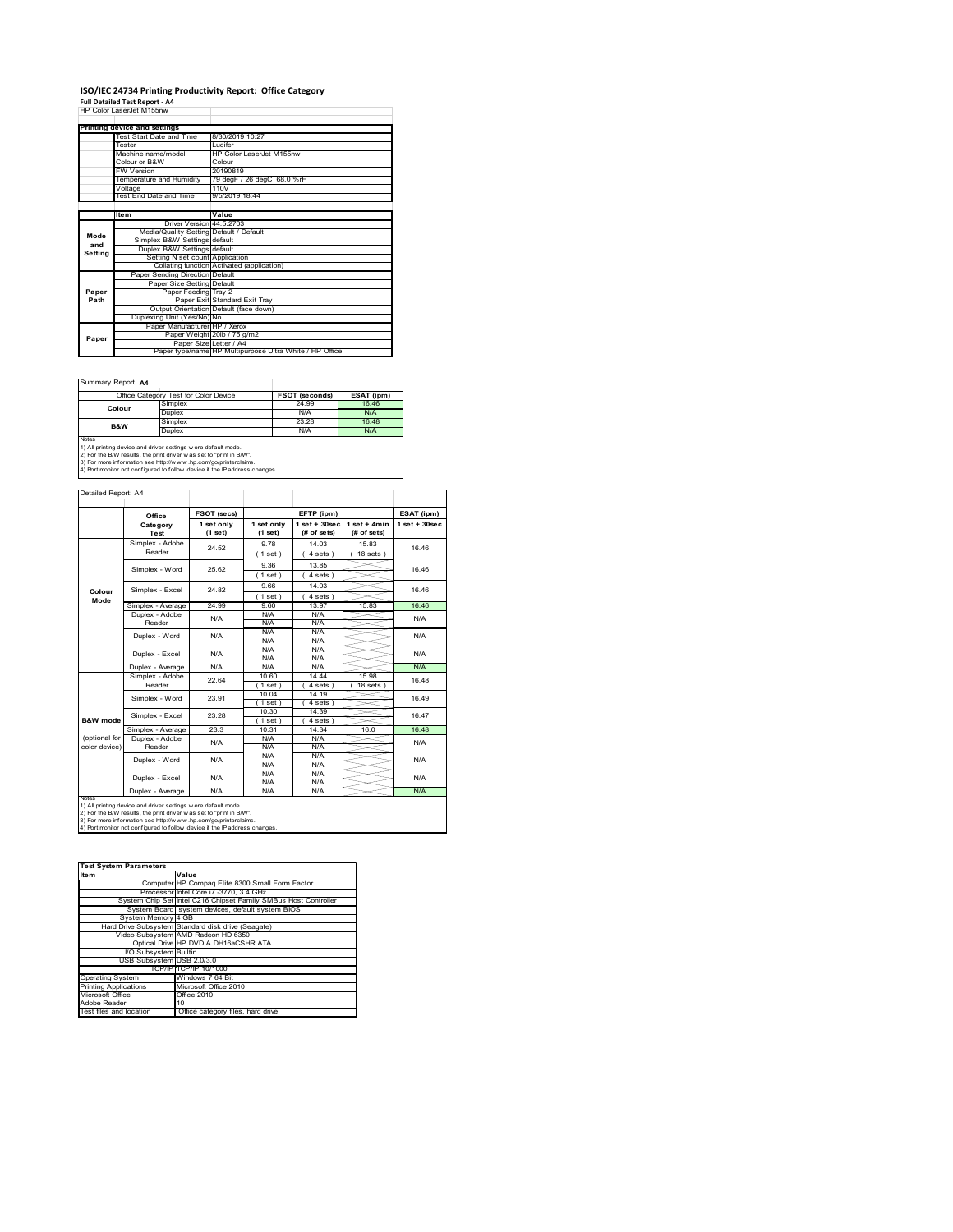# ISO/IEC 24734 Printing Productivity Report: Office Category

**Full Detailed Test Report - A4**

HP Color LaserJet M155nw

| Printing device and settings | |
|---|---|
| Test Start Date and Time | 8/30/2019 10:27 |
| Tester | Lucifer |
| Machine name/model | HP Color LaserJet M155nw |
| Colour or B&W | Colour |
| FW Version | 20190819 |
| Temperature and Humidity | 79 degF / 26 degC 68.0 %rH |
| Voltage | 110V |
| Test End Date and Time | 9/5/2019 18:44 |

| | Item | Value |
|---|---|---|
| Mode and Setting | Driver Version | 44.5.2703 |
| | Media/Quality Setting | Default / Default |
| | Simplex B&W Settings | default |
| | Duplex B&W Settings | default |
| | Setting N set count | Application |
| | Collating function | Activated (application) |
| Paper Path | Paper Sending Direction | Default |
| | Paper Size Setting | Default |
| | Paper Feeding | Tray 2 |
| | Paper Exit | Standard Exit Tray |
| | Output Orientation | Default (face down) |
| | Duplexing Unit (Yes/No) | No |
| Paper | Paper Manufacturer | HP / Xerox |
| | Paper Weight | 20lb / 75 g/m2 |
| | Paper Size | Letter / A4 |
| | Paper type/name | HP Multipurpose Ultra White / HP Office |

Summary Report: **A4**

| Office Category Test for Color Device | | FSOT (seconds) | ESAT (ipm) |
|---|---|---|---|
| Colour | Simplex | 24.99 | 16.46 |
| | Duplex | N/A | N/A |
| B&W | Simplex | 23.28 | 16.48 |
| | Duplex | N/A | N/A |

Notes
1) All printing device and driver settings were default mode.
2) For the B/W results, the print driver was set to "print in B/W".
3) For more information see http://www.hp.com/go/printerclaims.
4) Port monitor not configured to follow device if the IP address changes.

Detailed Report: A4

| | Office Category Test | FSOT (secs) 1 set only (1 set) | EFTP (ipm) 1 set only (1 set) | EFTP (ipm) 1 set + 30sec (# of sets) | EFTP (ipm) 1 set + 4min (# of sets) | ESAT (ipm) 1 set + 30sec |
|---|---|---|---|---|---|---|
| Colour Mode | Simplex - Adobe Reader | 24.52 | 9.78 (1 set) | 14.03 (4 sets) | 15.83 (18 sets) | 16.46 |
| | Simplex - Word | 25.62 | 9.36 (1 set) | 13.85 (4 sets) | | 16.46 |
| | Simplex - Excel | 24.82 | 9.66 (1 set) | 14.03 (4 sets) | | 16.46 |
| | Simplex - Average | 24.99 | 9.60 | 13.97 | 15.83 | 16.46 |
| | Duplex - Adobe Reader | N/A | N/A N/A | N/A N/A | | N/A |
| | Duplex - Word | N/A | N/A N/A | N/A N/A | | N/A |
| | Duplex - Excel | N/A | N/A N/A | N/A N/A | | N/A |
| | Duplex - Average | N/A | N/A | N/A | | N/A |
| B&W mode (optional for color device) | Simplex - Adobe Reader | 22.64 | 10.60 (1 set) | 14.44 (4 sets) | 15.98 (18 sets) | 16.48 |
| | Simplex - Word | 23.91 | 10.04 (1 set) | 14.19 (4 sets) | | 16.49 |
| | Simplex - Excel | 23.28 | 10.30 (1 set) | 14.39 (4 sets) | | 16.47 |
| | Simplex - Average | 23.3 | 10.31 | 14.34 | 16.0 | 16.48 |
| | Duplex - Adobe Reader | N/A | N/A N/A | N/A N/A | | N/A |
| | Duplex - Word | N/A | N/A N/A | N/A N/A | | N/A |
| | Duplex - Excel | N/A | N/A N/A | N/A N/A | | N/A |
| | Duplex - Average | N/A | N/A | N/A | | N/A |

Notes
1) All printing device and driver settings were default mode.
2) For the B/W results, the print driver was set to "print in B/W".
3) For more information see http://www.hp.com/go/printerclaims.
4) Port monitor not configured to follow device if the IP address changes.

| Test System Parameters | |
|---|---|
| **Item** | **Value** |
| Computer | HP Compaq Elite 8300 Small Form Factor |
| Processor | Intel Core i7 -3770, 3.4 GHz |
| System Chip Set | Intel C216 Chipset Family SMBus Host Controller |
| System Board | system devices, default system BIOS |
| System Memory | 4 GB |
| Hard Drive Subsystem | Standard disk drive (Seagate) |
| Video Subsystem | AMD Radeon HD 6350 |
| Optical Drive | HP DVD A DH16aCSHR ATA |
| I/O Subsystem | Builtin |
| USB Subsystem | USB 2.0/3.0 |
| TCP/IP | TCP/IP 10/1000 |
| Operating System | Windows 7 64 Bit |
| Printing Applications | Microsoft Office 2010 |
| Microsoft Office | Office 2010 |
| Adobe Reader | 10 |
| Test files and location | Office category files, hard drive |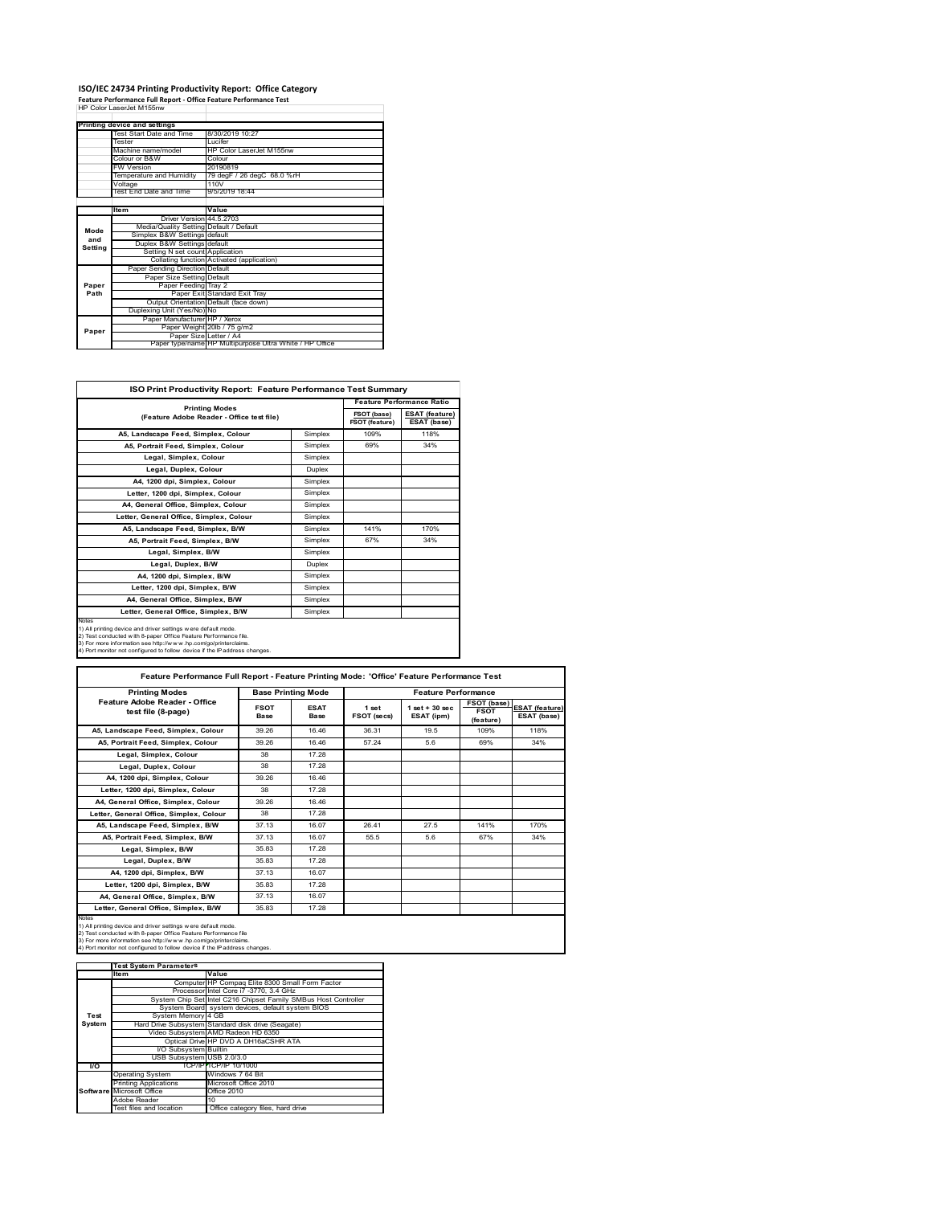# ISO/IEC 24734 Printing Productivity Report: Office Category

**Feature Performance Full Report - Office Feature Performance Test**

HP Color LaserJet M155nw

| Printing device and settings | |
|---|---|
| Test Start Date and Time | 8/30/2019 10:27 |
| Tester | Lucifer |
| Machine name/model | HP Color LaserJet M155nw |
| Colour or B&W | Colour |
| FW Version | 20190819 |
| Temperature and Humidity | 79 degF / 26 degC 68.0 %rH |
| Voltage | 110V |
| Test End Date and Time | 9/5/2019 18:44 |

| | Item | Value |
|---|---|---|
| Mode and Setting | Driver Version | 44.5.2703 |
| | Media/Quality Setting | Default / Default |
| | Simplex B&W Settings | default |
| | Duplex B&W Settings | default |
| | Setting N set count | Application |
| | Collating function | Activated (application) |
| Paper Path | Paper Sending Direction | Default |
| | Paper Size Setting | Default |
| | Paper Feeding | Tray 2 |
| | Paper Exit | Standard Exit Tray |
| | Output Orientation | Default (face down) |
| | Duplexing Unit (Yes/No) | No |
| Paper | Paper Manufacturer | HP / Xerox |
| | Paper Weight | 20lb / 75 g/m2 |
| | Paper Size | Letter / A4 |
| | Paper type/name | HP Multipurpose Ultra White / HP Office |

## ISO Print Productivity Report: Feature Performance Test Summary

| Printing Modes (Feature Adobe Reader - Office test file) | | Feature Performance Ratio FSOT (base) / FSOT (feature) | ESAT (feature) / ESAT (base) |
|---|---|---|---|
| A5, Landscape Feed, Simplex, Colour | Simplex | 109% | 118% |
| A5, Portrait Feed, Simplex, Colour | Simplex | 69% | 34% |
| Legal, Simplex, Colour | Simplex | | |
| Legal, Duplex, Colour | Duplex | | |
| A4, 1200 dpi, Simplex, Colour | Simplex | | |
| Letter, 1200 dpi, Simplex, Colour | Simplex | | |
| A4, General Office, Simplex, Colour | Simplex | | |
| Letter, General Office, Simplex, Colour | Simplex | | |
| A5, Landscape Feed, Simplex, B/W | Simplex | 141% | 170% |
| A5, Portrait Feed, Simplex, B/W | Simplex | 67% | 34% |
| Legal, Simplex, B/W | Simplex | | |
| Legal, Duplex, B/W | Duplex | | |
| A4, 1200 dpi, Simplex, B/W | Simplex | | |
| Letter, 1200 dpi, Simplex, B/W | Simplex | | |
| A4, General Office, Simplex, B/W | Simplex | | |
| Letter, General Office, Simplex, B/W | Simplex | | |

Notes
1) All printing device and driver settings were default mode.
2) Test conducted with 8-paper Office Feature Performance file.
3) For more information see http://www.hp.com/go/printerclaims.
4) Port monitor not configured to follow device if the IP address changes.

## Feature Performance Full Report - Feature Printing Mode: 'Office' Feature Performance Test

| Printing Modes Feature Adobe Reader - Office test file (8-page) | Base Printing Mode FSOT Base | ESAT Base | Feature Performance 1 set FSOT (secs) | 1 set + 30 sec ESAT (ipm) | FSOT (base) / FSOT (feature) | ESAT (feature) / ESAT (base) |
|---|---|---|---|---|---|---|
| A5, Landscape Feed, Simplex, Colour | 39.26 | 16.46 | 36.31 | 19.5 | 109% | 118% |
| A5, Portrait Feed, Simplex, Colour | 39.26 | 16.46 | 57.24 | 5.6 | 69% | 34% |
| Legal, Simplex, Colour | 38 | 17.28 | | | | |
| Legal, Duplex, Colour | 38 | 17.28 | | | | |
| A4, 1200 dpi, Simplex, Colour | 39.26 | 16.46 | | | | |
| Letter, 1200 dpi, Simplex, Colour | 38 | 17.28 | | | | |
| A4, General Office, Simplex, Colour | 39.26 | 16.46 | | | | |
| Letter, General Office, Simplex, Colour | 38 | 17.28 | | | | |
| A5, Landscape Feed, Simplex, B/W | 37.13 | 16.07 | 26.41 | 27.5 | 141% | 170% |
| A5, Portrait Feed, Simplex, B/W | 37.13 | 16.07 | 55.5 | 5.6 | 67% | 34% |
| Legal, Simplex, B/W | 35.83 | 17.28 | | | | |
| Legal, Duplex, B/W | 35.83 | 17.28 | | | | |
| A4, 1200 dpi, Simplex, B/W | 37.13 | 16.07 | | | | |
| Letter, 1200 dpi, Simplex, B/W | 35.83 | 17.28 | | | | |
| A4, General Office, Simplex, B/W | 37.13 | 16.07 | | | | |
| Letter, General Office, Simplex, B/W | 35.83 | 17.28 | | | | |

Notes
1) All printing device and driver settings were default mode.
2) Test conducted with 8-paper Office Feature Performance file
3) For more information see http://www.hp.com/go/printerclaims.
4) Port monitor not configured to follow device if the IP address changes.

| | Test System Parameters | |
|---|---|---|
| | Item | Value |
| Test System | Computer | HP Compaq Elite 8300 Small Form Factor |
| | Processor | Intel Core i7 -3770, 3.4 GHz |
| | System Chip Set | Intel C216 Chipset Family SMBus Host Controller |
| | System Board | system devices, default system BIOS |
| | System Memory | 4 GB |
| | Hard Drive Subsystem | Standard disk drive (Seagate) |
| | Video Subsystem | AMD Radeon HD 6350 |
| | Optical Drive | HP DVD A DH16aCSHR ATA |
| | I/O Subsystem | Builtin |
| | USB Subsystem | USB 2.0/3.0 |
| I/O | TCP/IP | TCP/IP 10/1000 |
| Software | Operating System | Windows 7 64 Bit |
| | Printing Applications | Microsoft Office 2010 |
| | Microsoft Office | Office 2010 |
| | Adobe Reader | 10 |
| | Test files and location | Office category files, hard drive |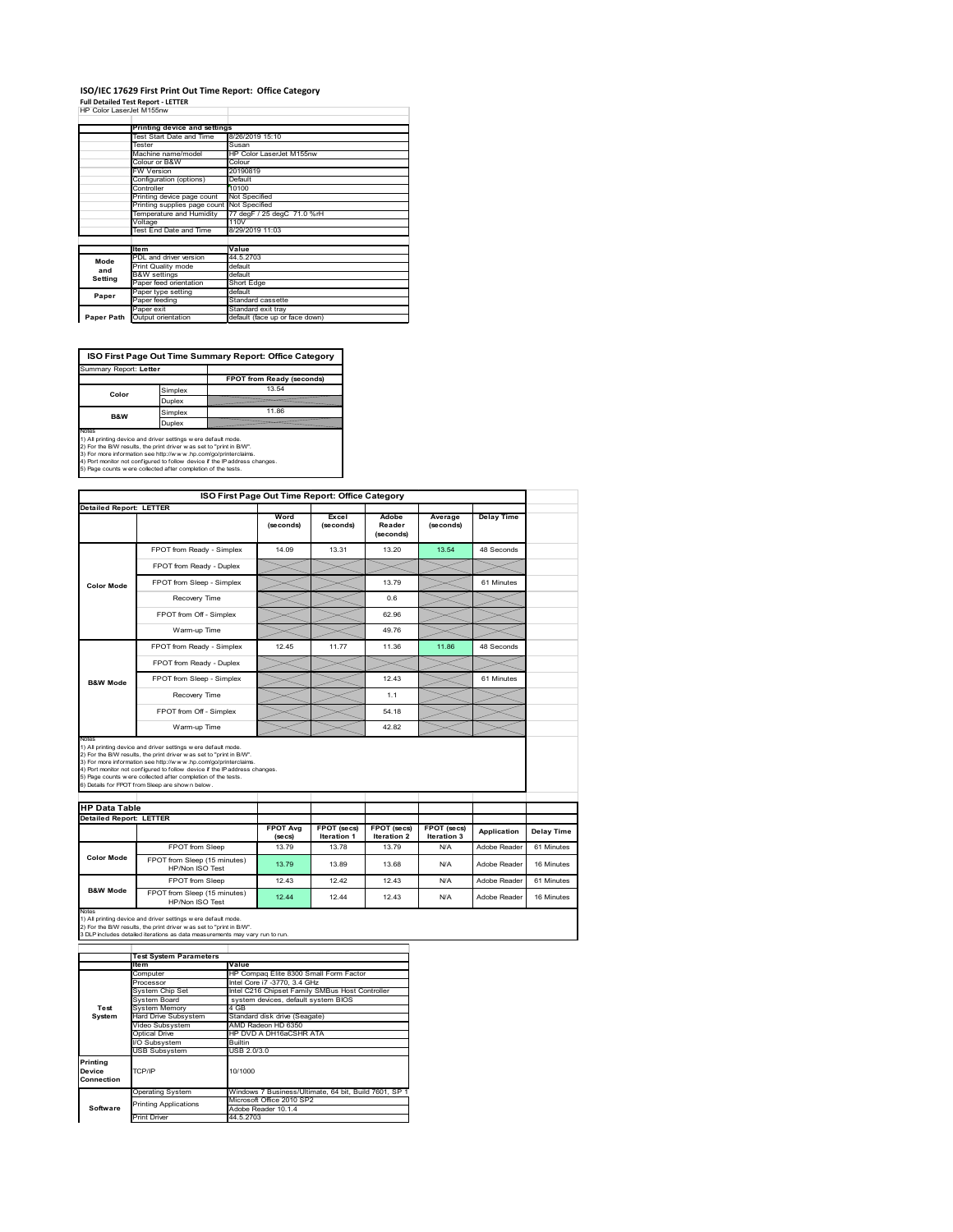# ISO/IEC 17629 First Print Out Time Report: Office Category

**Full Detailed Test Report - LETTER**

HP Color LaserJet M155nw

| | Printing device and settings | |
|---|---|---|
| | Test Start Date and Time | 8/26/2019 15:10 |
| | Tester | Susan |
| | Machine name/model | HP Color LaserJet M155nw |
| | Colour or B&W | Colour |
| | FW Version | 20190819 |
| | Configuration (options) | Default |
| | Controller | 10100 |
| | Printing device page count | Not Specified |
| | Printing supplies page count | Not Specified |
| | Temperature and Humidity | 77 degF / 25 degC 71.0 %rH |
| | Voltage | 110V |
| | Test End Date and Time | 8/29/2019 11:03 |

| | Item | Value |
|---|---|---|
| Mode and Setting | PDL and driver version | 44.5.2703 |
| | Print Quality mode | default |
| | B&W settings | default |
| | Paper feed orientation | Short Edge |
| Paper | Paper type setting | default |
| | Paper feeding | Standard cassette |
| | Paper exit | Standard exit tray |
| Paper Path | Output orientation | default (face up or face down) |

**ISO First Page Out Time Summary Report: Office Category**

Summary Report: **Letter**

| | | FPOT from Ready (seconds) |
|---|---|---|
| Color | Simplex | 13.54 |
| | Duplex | |
| B&W | Simplex | 11.86 |
| | Duplex | |

Notes
1) All printing device and driver settings were default mode.
2) For the B/W results, the print driver was set to "print in B/W".
3) For more information see http://www.hp.com/go/printerclaims.
4) Port monitor not configured to follow device if the IP address changes.
5) Page counts were collected after completion of the tests.

**ISO First Page Out Time Report: Office Category**

Detailed Report: **LETTER**

| | | Word (seconds) | Excel (seconds) | Adobe Reader (seconds) | Average (seconds) | Delay Time |
|---|---|---|---|---|---|---|
| Color Mode | FPOT from Ready - Simplex | 14.09 | 13.31 | 13.20 | 13.54 | 48 Seconds |
| | FPOT from Ready - Duplex | | | | | |
| | FPOT from Sleep - Simplex | | | 13.79 | | 61 Minutes |
| | Recovery Time | | | 0.6 | | |
| | FPOT from Off - Simplex | | | 62.96 | | |
| | Warm-up Time | | | 49.76 | | |
| B&W Mode | FPOT from Ready - Simplex | 12.45 | 11.77 | 11.36 | 11.86 | 48 Seconds |
| | FPOT from Ready - Duplex | | | | | |
| | FPOT from Sleep - Simplex | | | 12.43 | | 61 Minutes |
| | Recovery Time | | | 1.1 | | |
| | FPOT from Off - Simplex | | | 54.18 | | |
| | Warm-up Time | | | 42.82 | | |

Notes
1) All printing device and driver settings were default mode.
2) For the B/W results, the print driver was set to "print in B/W".
3) For more information see http://www.hp.com/go/printerclaims.
4) Port monitor not configured to follow device if the IP address changes.
5) Page counts were collected after completion of the tests.
6) Details for FPOT from Sleep are shown below.

**HP Data Table**

Detailed Report: **LETTER**

| | | FPOT Avg (secs) | FPOT (secs) Iteration 1 | FPOT (secs) Iteration 2 | FPOT (secs) Iteration 3 | Application | Delay Time |
|---|---|---|---|---|---|---|---|
| Color Mode | FPOT from Sleep | 13.79 | 13.78 | 13.79 | N/A | Adobe Reader | 61 Minutes |
| | FPOT from Sleep (15 minutes) HP/Non ISO Test | 13.79 | 13.89 | 13.68 | N/A | Adobe Reader | 16 Minutes |
| B&W Mode | FPOT from Sleep | 12.43 | 12.42 | 12.43 | N/A | Adobe Reader | 61 Minutes |
| | FPOT from Sleep (15 minutes) HP/Non ISO Test | 12.44 | 12.44 | 12.43 | N/A | Adobe Reader | 16 Minutes |

Notes
1) All printing device and driver settings were default mode.
2) For the B/W results, the print driver was set to "print in B/W".
3 DLP includes detailed iterations as data measurements may vary run to run.

| | Test System Parameters | |
|---|---|---|
| | Item | Value |
| Test System | Computer | HP Compaq Elite 8300 Small Form Factor |
| | Processor | Intel Core i7 -3770, 3.4 GHz |
| | System Chip Set | Intel C216 Chipset Family SMBus Host Controller |
| | System Board | system devices, default system BIOS |
| | System Memory | 4 GB |
| | Hard Drive Subsystem | Standard disk drive (Seagate) |
| | Video Subsystem | AMD Radeon HD 6350 |
| | Optical Drive | HP DVD A DH16aCSHR ATA |
| | I/O Subsystem | Builtin |
| | USB Subsystem | USB 2.0/3.0 |
| Printing Device Connection | TCP/IP | 10/1000 |
| Software | Operating System | Windows 7 Business/Ultimate, 64 bit, Build 7601, SP 1 |
| | Printing Applications | Microsoft Office 2010 SP2 |
| | | Adobe Reader 10.1.4 |
| | Print Driver | 44.5.2703 |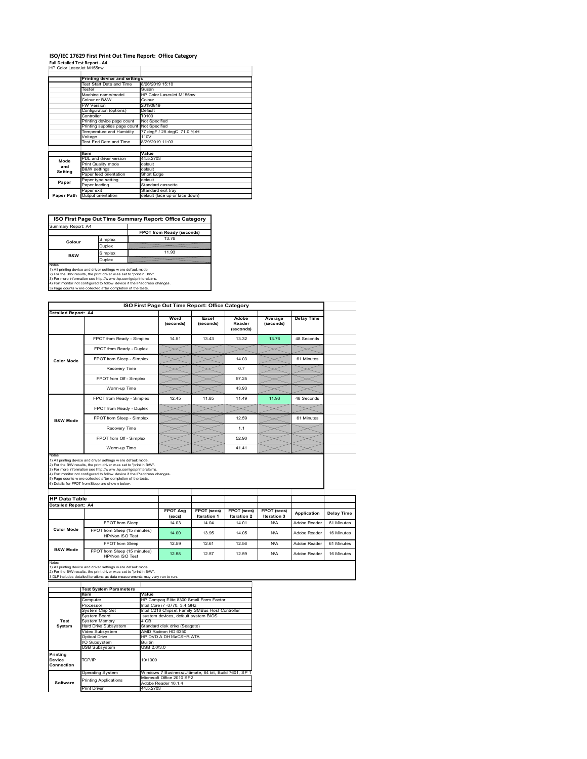# ISO/IEC 17629 First Print Out Time Report: Office Category

**Full Detailed Test Report - A4**

HP Color LaserJet M155nw

| | Printing device and settings | |
|---|---|---|
| | Test Start Date and Time | 8/26/2019 15:10 |
| | Tester | Susan |
| | Machine name/model | HP Color LaserJet M155nw |
| | Colour or B&W | Colour |
| | FW Version | 20190819 |
| | Configuration (options) | Default |
| | Controller | 10100 |
| | Printing device page count | Not Specified |
| | Printing supplies page count | Not Specified |
| | Temperature and Humidity | 77 degF / 25 degC 71.0 %rH |
| | Voltage | 110V |
| | Test End Date and Time | 8/29/2019 11:03 |

| | Item | Value |
|---|---|---|
| Mode and Setting | PDL and driver version | 44.5.2703 |
| | Print Quality mode | default |
| | B&W settings | default |
| | Paper feed orientation | Short Edge |
| Paper | Paper type setting | default |
| | Paper feeding | Standard cassette |
| | Paper exit | Standard exit tray |
| Paper Path | Output orientation | default (face up or face down) |

## ISO First Page Out Time Summary Report: Office Category

Summary Report: A4

| | | FPOT from Ready (seconds) |
|---|---|---|
| Colour | Simplex | 13.76 |
| | Duplex | |
| B&W | Simplex | 11.93 |
| | Duplex | |

Notes
1) All printing device and driver settings were default mode.
2) For the B/W results, the print driver was set to "print in B/W".
3) For more information see http://www.hp.com/go/printerclaims.
4) Port monitor not configured to follow device if the IP address changes.
5) Page counts were collected after completion of the tests.

## ISO First Page Out Time Report: Office Category

Detailed Report: A4

| | | Word (seconds) | Excel (seconds) | Adobe Reader (seconds) | Average (seconds) | Delay Time |
|---|---|---|---|---|---|---|
| Color Mode | FPOT from Ready - Simplex | 14.51 | 13.43 | 13.32 | 13.76 | 48 Seconds |
| | FPOT from Ready - Duplex | | | | | |
| | FPOT from Sleep - Simplex | | | 14.03 | | 61 Minutes |
| | Recovery Time | | | 0.7 | | |
| | FPOT from Off - Simplex | | | 57.25 | | |
| | Warm-up Time | | | 43.93 | | |
| B&W Mode | FPOT from Ready - Simplex | 12.45 | 11.85 | 11.49 | 11.93 | 48 Seconds |
| | FPOT from Ready - Duplex | | | | | |
| | FPOT from Sleep - Simplex | | | 12.59 | | 61 Minutes |
| | Recovery Time | | | 1.1 | | |
| | FPOT from Off - Simplex | | | 52.90 | | |
| | Warm-up Time | | | 41.41 | | |

Notes
1) All printing device and driver settings were default mode.
2) For the B/W results, the print driver was set to "print in B/W".
3) For more information see http://www.hp.com/go/printerclaims.
4) Port monitor not configured to follow device if the IP address changes.
5) Page counts were collected after completion of the tests.
6) Details for FPOT from Sleep are shown below.

## HP Data Table

Detailed Report: A4

| | | FPOT Avg (secs) | FPOT (secs) Iteration 1 | FPOT (secs) Iteration 2 | FPOT (secs) Iteration 3 | Application | Delay Time |
|---|---|---|---|---|---|---|---|
| Color Mode | FPOT from Sleep | 14.03 | 14.04 | 14.01 | N/A | Adobe Reader | 61 Minutes |
| | FPOT from Sleep (15 minutes) HP/Non ISO Test | 14.00 | 13.95 | 14.05 | N/A | Adobe Reader | 16 Minutes |
| B&W Mode | FPOT from Sleep | 12.59 | 12.61 | 12.56 | N/A | Adobe Reader | 61 Minutes |
| | FPOT from Sleep (15 minutes) HP/Non ISO Test | 12.58 | 12.57 | 12.59 | N/A | Adobe Reader | 16 Minutes |

Notes
1) All printing device and driver settings were default mode.
2) For the B/W results, the print driver was set to "print in B/W".
3 DLP includes detailed iterations as data measurements may vary run to run.

| | Test System Parameters | |
|---|---|---|
| | Item | Value |
| Test System | Computer | HP Compaq Elite 8300 Small Form Factor |
| | Processor | Intel Core i7 -3770, 3.4 GHz |
| | System Chip Set | Intel C216 Chipset Family SMBus Host Controller |
| | System Board | system devices, default system BIOS |
| | System Memory | 4 GB |
| | Hard Drive Subsystem | Standard disk drive (Seagate) |
| | Video Subsystem | AMD Radeon HD 6350 |
| | Optical Drive | HP DVD A DH16aCSHR ATA |
| | I/O Subsystem | Builtin |
| | USB Subsystem | USB 2.0/3.0 |
| Printing Device Connection | TCP/IP | 10/1000 |
| Software | Operating System | Windows 7 Business/Ultimate, 64 bit, Build 7601, SP 1 |
| | Printing Applications | Microsoft Office 2010 SP2<br>Adobe Reader 10.1.4 |
| | Print Driver | 44.5.2703 |